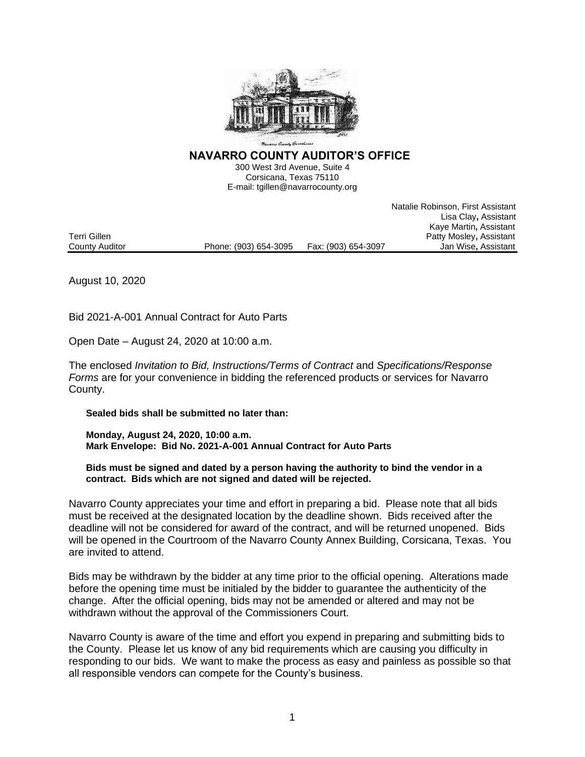# NAVARRO COUNTY AUDITOR'S OFFICE

300 West 3rd Avenue, Suite 4
Corsicana, Texas 75110
E-mail: tgillen@navarrocounty.org

Natalie Robinson, First Assistant
Lisa Clay, Assistant
Kaye Martin, Assistant
Patty Mosley, Assistant
Jan Wise, Assistant

Terri Gillen
County Auditor

Phone: (903) 654-3095 Fax: (903) 654-3097

August 10, 2020

Bid 2021-A-001 Annual Contract for Auto Parts

Open Date – August 24, 2020 at 10:00 a.m.

The enclosed *Invitation to Bid, Instructions/Terms of Contract* and *Specifications/Response Forms* are for your convenience in bidding the referenced products or services for Navarro County.

**Sealed bids shall be submitted no later than:**

**Monday, August 24, 2020, 10:00 a.m.**
**Mark Envelope: Bid No. 2021-A-001 Annual Contract for Auto Parts**

**Bids must be signed and dated by a person having the authority to bind the vendor in a contract. Bids which are not signed and dated will be rejected.**

Navarro County appreciates your time and effort in preparing a bid. Please note that all bids must be received at the designated location by the deadline shown. Bids received after the deadline will not be considered for award of the contract, and will be returned unopened. Bids will be opened in the Courtroom of the Navarro County Annex Building, Corsicana, Texas. You are invited to attend.

Bids may be withdrawn by the bidder at any time prior to the official opening. Alterations made before the opening time must be initialed by the bidder to guarantee the authenticity of the change. After the official opening, bids may not be amended or altered and may not be withdrawn without the approval of the Commissioners Court.

Navarro County is aware of the time and effort you expend in preparing and submitting bids to the County. Please let us know of any bid requirements which are causing you difficulty in responding to our bids. We want to make the process as easy and painless as possible so that all responsible vendors can compete for the County's business.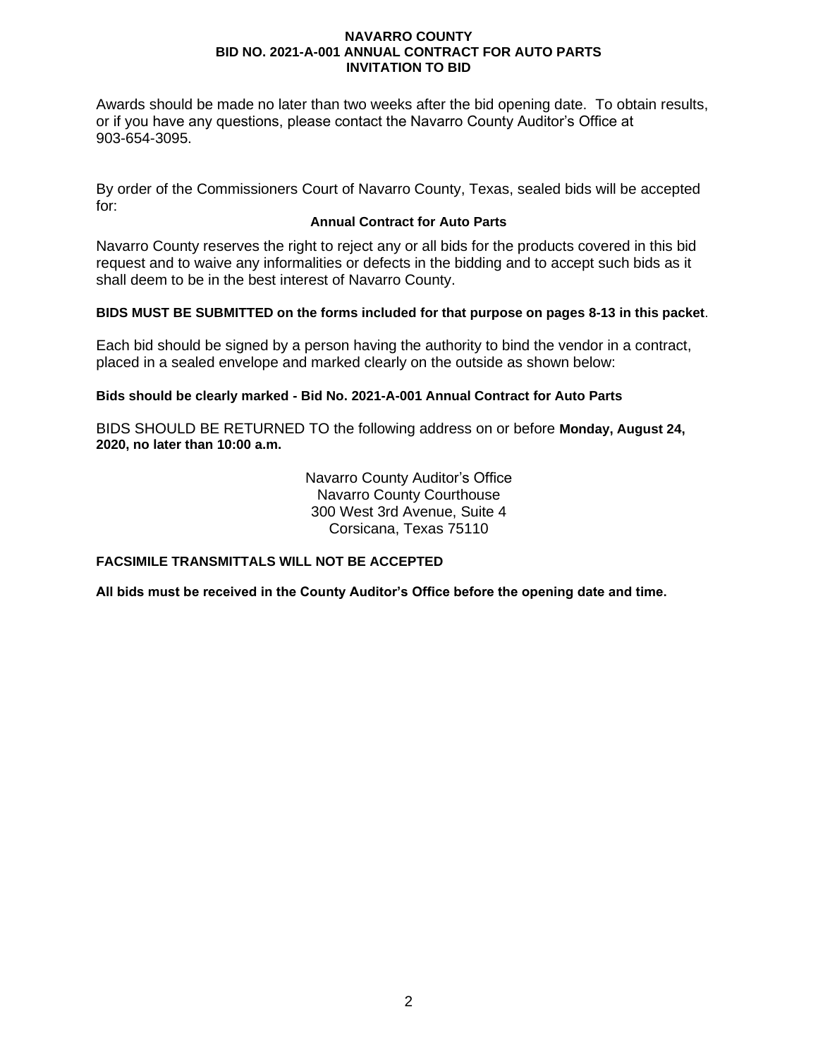Awards should be made no later than two weeks after the bid opening date. To obtain results, or if you have any questions, please contact the Navarro County Auditor's Office at 903-654-3095.

By order of the Commissioners Court of Navarro County, Texas, sealed bids will be accepted for:

**Annual Contract for Auto Parts**

Navarro County reserves the right to reject any or all bids for the products covered in this bid request and to waive any informalities or defects in the bidding and to accept such bids as it shall deem to be in the best interest of Navarro County.

**BIDS MUST BE SUBMITTED on the forms included for that purpose on pages 8-13 in this packet**.

Each bid should be signed by a person having the authority to bind the vendor in a contract, placed in a sealed envelope and marked clearly on the outside as shown below:

**Bids should be clearly marked - Bid No. 2021-A-001 Annual Contract for Auto Parts**

BIDS SHOULD BE RETURNED TO the following address on or before **Monday, August 24, 2020, no later than 10:00 a.m.**

Navarro County Auditor's Office
Navarro County Courthouse
300 West 3rd Avenue, Suite 4
Corsicana, Texas 75110

**FACSIMILE TRANSMITTALS WILL NOT BE ACCEPTED**

**All bids must be received in the County Auditor's Office before the opening date and time.**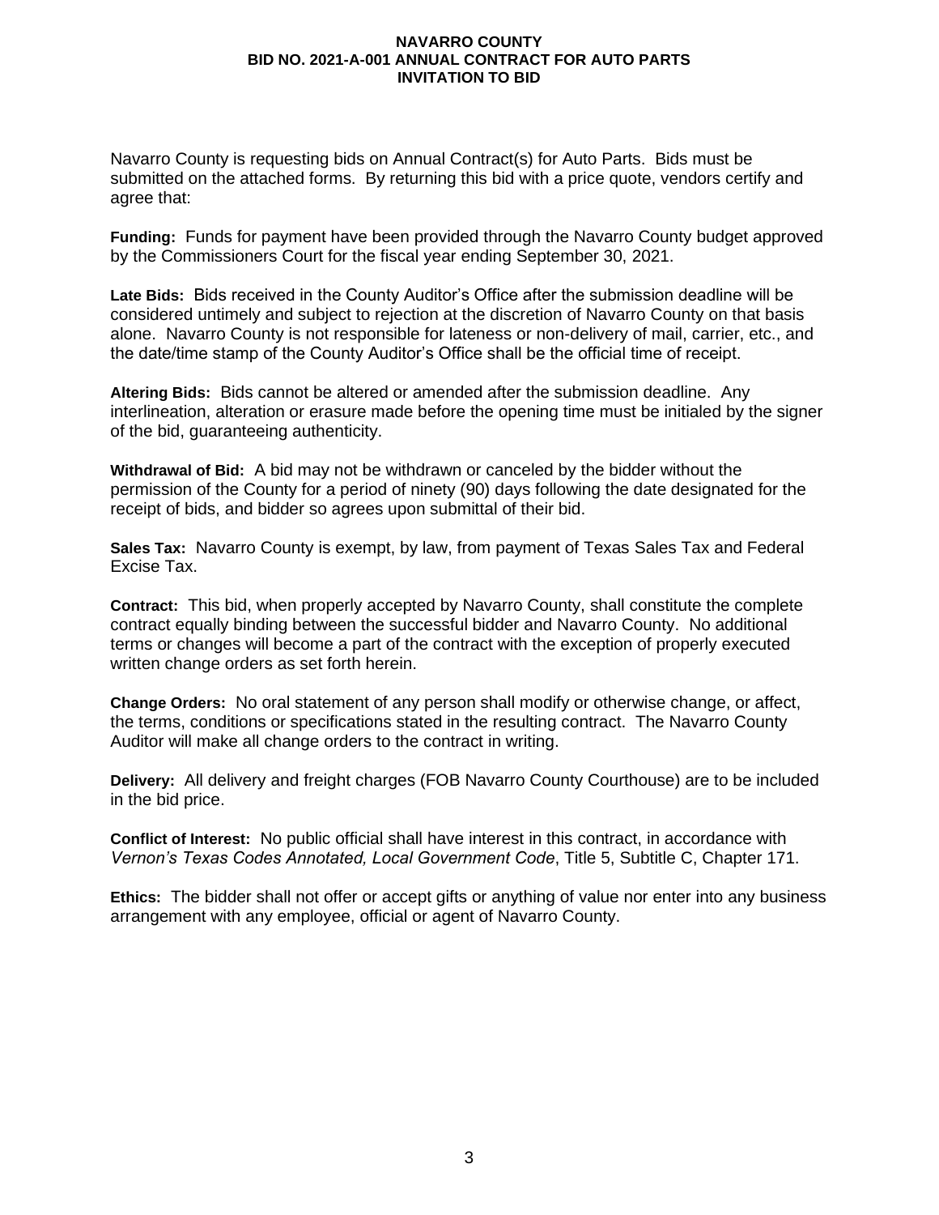**NAVARRO COUNTY**
**BID NO. 2021-A-001 ANNUAL CONTRACT FOR AUTO PARTS**
**INVITATION TO BID**

Navarro County is requesting bids on Annual Contract(s) for Auto Parts. Bids must be submitted on the attached forms. By returning this bid with a price quote, vendors certify and agree that:

**Funding:** Funds for payment have been provided through the Navarro County budget approved by the Commissioners Court for the fiscal year ending September 30, 2021.

**Late Bids:** Bids received in the County Auditor's Office after the submission deadline will be considered untimely and subject to rejection at the discretion of Navarro County on that basis alone. Navarro County is not responsible for lateness or non-delivery of mail, carrier, etc., and the date/time stamp of the County Auditor's Office shall be the official time of receipt.

**Altering Bids:** Bids cannot be altered or amended after the submission deadline. Any interlineation, alteration or erasure made before the opening time must be initialed by the signer of the bid, guaranteeing authenticity.

**Withdrawal of Bid:** A bid may not be withdrawn or canceled by the bidder without the permission of the County for a period of ninety (90) days following the date designated for the receipt of bids, and bidder so agrees upon submittal of their bid.

**Sales Tax:** Navarro County is exempt, by law, from payment of Texas Sales Tax and Federal Excise Tax.

**Contract:** This bid, when properly accepted by Navarro County, shall constitute the complete contract equally binding between the successful bidder and Navarro County. No additional terms or changes will become a part of the contract with the exception of properly executed written change orders as set forth herein.

**Change Orders:** No oral statement of any person shall modify or otherwise change, or affect, the terms, conditions or specifications stated in the resulting contract. The Navarro County Auditor will make all change orders to the contract in writing.

**Delivery:** All delivery and freight charges (FOB Navarro County Courthouse) are to be included in the bid price.

**Conflict of Interest:** No public official shall have interest in this contract, in accordance with *Vernon's Texas Codes Annotated, Local Government Code*, Title 5, Subtitle C, Chapter 171.

**Ethics:** The bidder shall not offer or accept gifts or anything of value nor enter into any business arrangement with any employee, official or agent of Navarro County.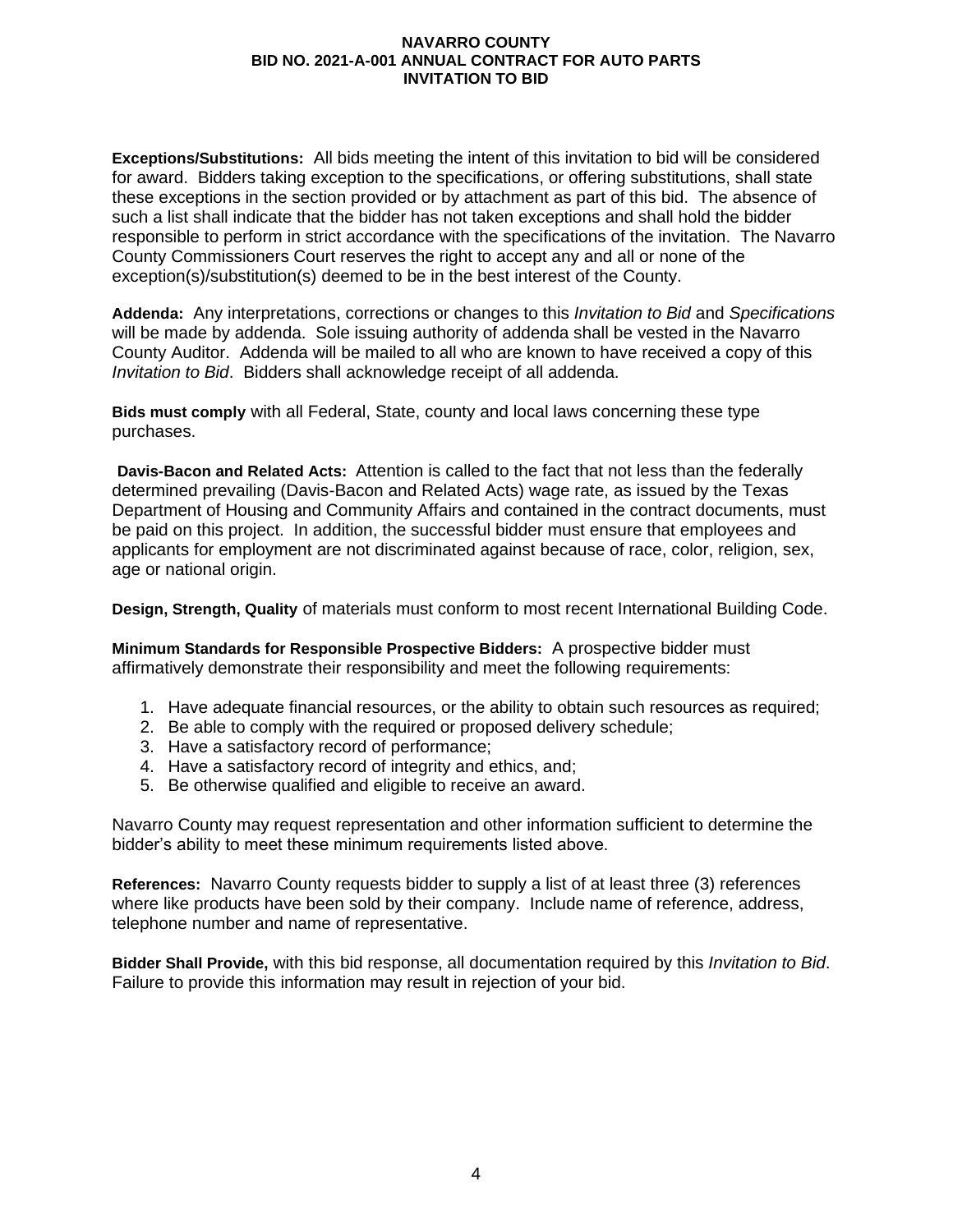**Exceptions/Substitutions:** All bids meeting the intent of this invitation to bid will be considered for award. Bidders taking exception to the specifications, or offering substitutions, shall state these exceptions in the section provided or by attachment as part of this bid. The absence of such a list shall indicate that the bidder has not taken exceptions and shall hold the bidder responsible to perform in strict accordance with the specifications of the invitation. The Navarro County Commissioners Court reserves the right to accept any and all or none of the exception(s)/substitution(s) deemed to be in the best interest of the County.

**Addenda:** Any interpretations, corrections or changes to this *Invitation to Bid* and *Specifications* will be made by addenda. Sole issuing authority of addenda shall be vested in the Navarro County Auditor. Addenda will be mailed to all who are known to have received a copy of this *Invitation to Bid*. Bidders shall acknowledge receipt of all addenda.

**Bids must comply** with all Federal, State, county and local laws concerning these type purchases.

**Davis-Bacon and Related Acts:** Attention is called to the fact that not less than the federally determined prevailing (Davis-Bacon and Related Acts) wage rate, as issued by the Texas Department of Housing and Community Affairs and contained in the contract documents, must be paid on this project. In addition, the successful bidder must ensure that employees and applicants for employment are not discriminated against because of race, color, religion, sex, age or national origin.

**Design, Strength, Quality** of materials must conform to most recent International Building Code.

**Minimum Standards for Responsible Prospective Bidders:** A prospective bidder must affirmatively demonstrate their responsibility and meet the following requirements:

1. Have adequate financial resources, or the ability to obtain such resources as required;
2. Be able to comply with the required or proposed delivery schedule;
3. Have a satisfactory record of performance;
4. Have a satisfactory record of integrity and ethics, and;
5. Be otherwise qualified and eligible to receive an award.

Navarro County may request representation and other information sufficient to determine the bidder's ability to meet these minimum requirements listed above.

**References:** Navarro County requests bidder to supply a list of at least three (3) references where like products have been sold by their company. Include name of reference, address, telephone number and name of representative.

**Bidder Shall Provide,** with this bid response, all documentation required by this *Invitation to Bid*. Failure to provide this information may result in rejection of your bid.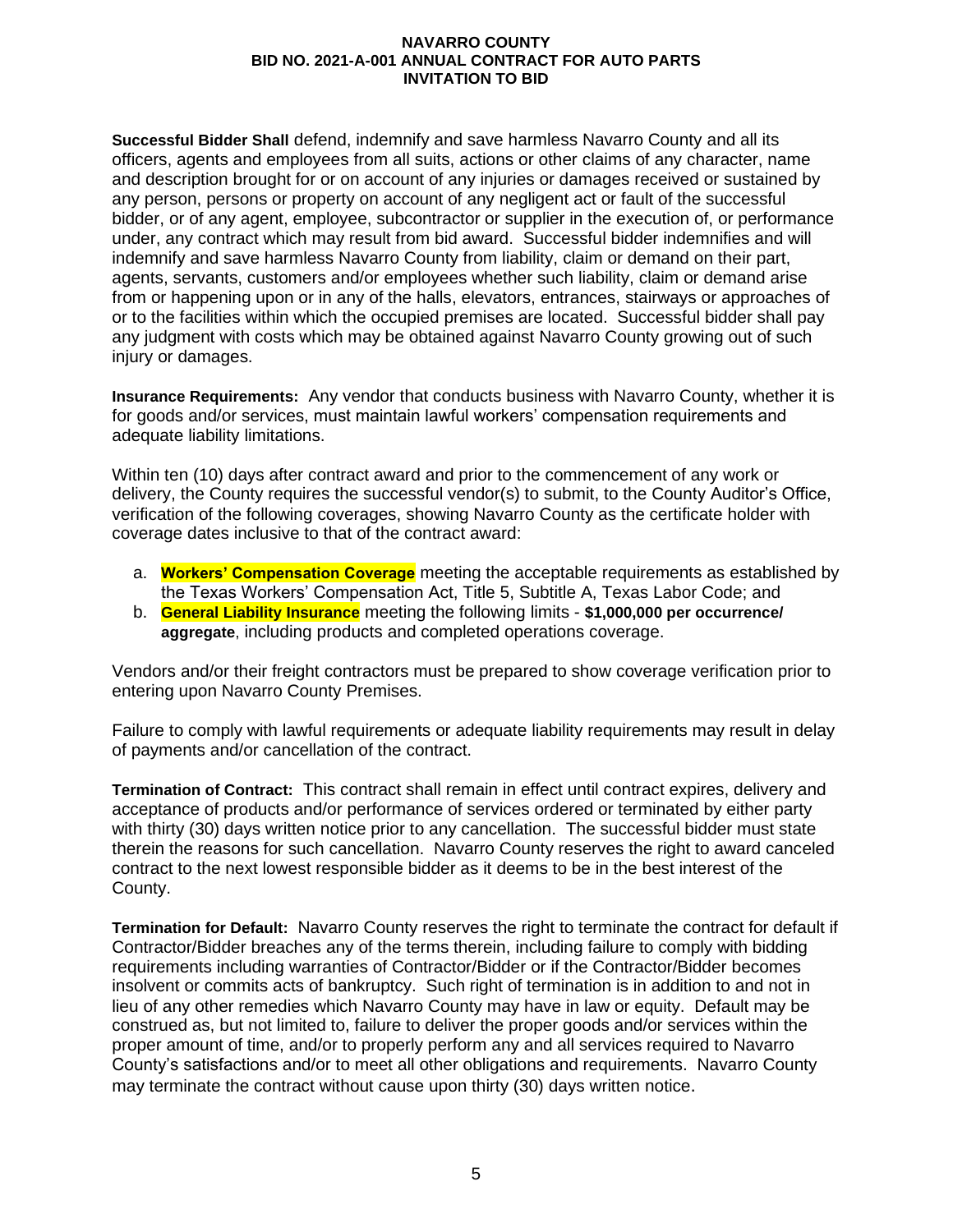**Successful Bidder Shall** defend, indemnify and save harmless Navarro County and all its officers, agents and employees from all suits, actions or other claims of any character, name and description brought for or on account of any injuries or damages received or sustained by any person, persons or property on account of any negligent act or fault of the successful bidder, or of any agent, employee, subcontractor or supplier in the execution of, or performance under, any contract which may result from bid award. Successful bidder indemnifies and will indemnify and save harmless Navarro County from liability, claim or demand on their part, agents, servants, customers and/or employees whether such liability, claim or demand arise from or happening upon or in any of the halls, elevators, entrances, stairways or approaches of or to the facilities within which the occupied premises are located. Successful bidder shall pay any judgment with costs which may be obtained against Navarro County growing out of such injury or damages.

**Insurance Requirements:** Any vendor that conducts business with Navarro County, whether it is for goods and/or services, must maintain lawful workers' compensation requirements and adequate liability limitations.

Within ten (10) days after contract award and prior to the commencement of any work or delivery, the County requires the successful vendor(s) to submit, to the County Auditor's Office, verification of the following coverages, showing Navarro County as the certificate holder with coverage dates inclusive to that of the contract award:

a. **Workers' Compensation Coverage** meeting the acceptable requirements as established by the Texas Workers' Compensation Act, Title 5, Subtitle A, Texas Labor Code; and
b. **General Liability Insurance** meeting the following limits - **$1,000,000 per occurrence/ aggregate**, including products and completed operations coverage.

Vendors and/or their freight contractors must be prepared to show coverage verification prior to entering upon Navarro County Premises.

Failure to comply with lawful requirements or adequate liability requirements may result in delay of payments and/or cancellation of the contract.

**Termination of Contract:** This contract shall remain in effect until contract expires, delivery and acceptance of products and/or performance of services ordered or terminated by either party with thirty (30) days written notice prior to any cancellation. The successful bidder must state therein the reasons for such cancellation. Navarro County reserves the right to award canceled contract to the next lowest responsible bidder as it deems to be in the best interest of the County.

**Termination for Default:** Navarro County reserves the right to terminate the contract for default if Contractor/Bidder breaches any of the terms therein, including failure to comply with bidding requirements including warranties of Contractor/Bidder or if the Contractor/Bidder becomes insolvent or commits acts of bankruptcy. Such right of termination is in addition to and not in lieu of any other remedies which Navarro County may have in law or equity. Default may be construed as, but not limited to, failure to deliver the proper goods and/or services within the proper amount of time, and/or to properly perform any and all services required to Navarro County's satisfactions and/or to meet all other obligations and requirements. Navarro County may terminate the contract without cause upon thirty (30) days written notice.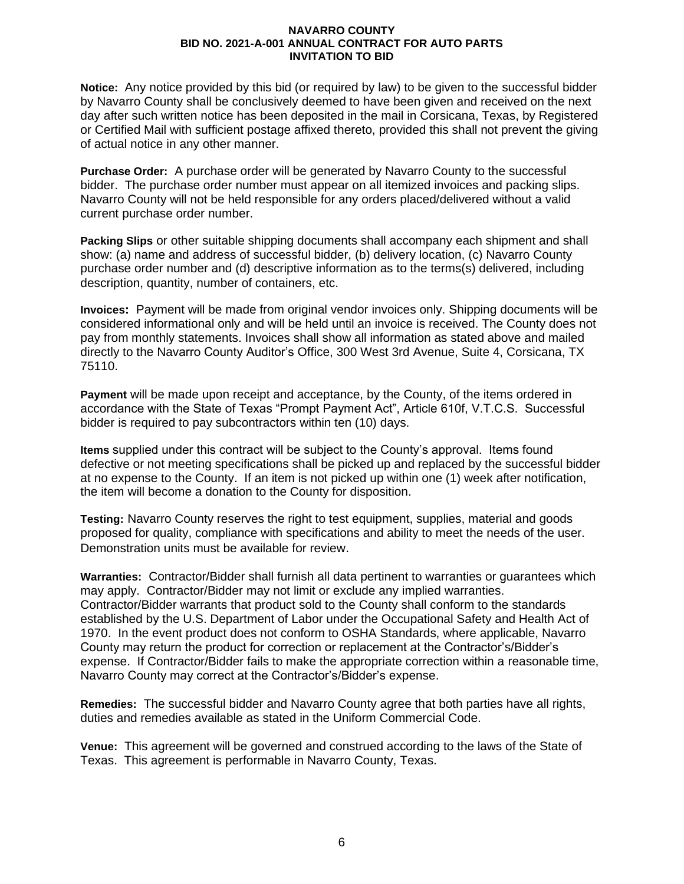**Notice:** Any notice provided by this bid (or required by law) to be given to the successful bidder by Navarro County shall be conclusively deemed to have been given and received on the next day after such written notice has been deposited in the mail in Corsicana, Texas, by Registered or Certified Mail with sufficient postage affixed thereto, provided this shall not prevent the giving of actual notice in any other manner.

**Purchase Order:** A purchase order will be generated by Navarro County to the successful bidder. The purchase order number must appear on all itemized invoices and packing slips. Navarro County will not be held responsible for any orders placed/delivered without a valid current purchase order number.

**Packing Slips** or other suitable shipping documents shall accompany each shipment and shall show: (a) name and address of successful bidder, (b) delivery location, (c) Navarro County purchase order number and (d) descriptive information as to the terms(s) delivered, including description, quantity, number of containers, etc.

**Invoices:** Payment will be made from original vendor invoices only. Shipping documents will be considered informational only and will be held until an invoice is received. The County does not pay from monthly statements. Invoices shall show all information as stated above and mailed directly to the Navarro County Auditor's Office, 300 West 3rd Avenue, Suite 4, Corsicana, TX 75110.

**Payment** will be made upon receipt and acceptance, by the County, of the items ordered in accordance with the State of Texas "Prompt Payment Act", Article 610f, V.T.C.S. Successful bidder is required to pay subcontractors within ten (10) days.

**Items** supplied under this contract will be subject to the County's approval. Items found defective or not meeting specifications shall be picked up and replaced by the successful bidder at no expense to the County. If an item is not picked up within one (1) week after notification, the item will become a donation to the County for disposition.

**Testing:** Navarro County reserves the right to test equipment, supplies, material and goods proposed for quality, compliance with specifications and ability to meet the needs of the user. Demonstration units must be available for review.

**Warranties:** Contractor/Bidder shall furnish all data pertinent to warranties or guarantees which may apply. Contractor/Bidder may not limit or exclude any implied warranties. Contractor/Bidder warrants that product sold to the County shall conform to the standards established by the U.S. Department of Labor under the Occupational Safety and Health Act of 1970. In the event product does not conform to OSHA Standards, where applicable, Navarro County may return the product for correction or replacement at the Contractor's/Bidder's expense. If Contractor/Bidder fails to make the appropriate correction within a reasonable time, Navarro County may correct at the Contractor's/Bidder's expense.

**Remedies:** The successful bidder and Navarro County agree that both parties have all rights, duties and remedies available as stated in the Uniform Commercial Code.

**Venue:** This agreement will be governed and construed according to the laws of the State of Texas. This agreement is performable in Navarro County, Texas.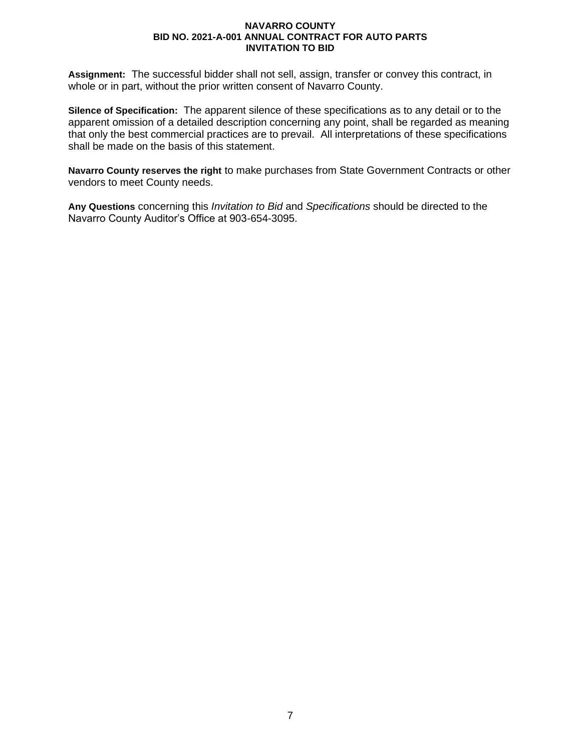**Assignment:** The successful bidder shall not sell, assign, transfer or convey this contract, in whole or in part, without the prior written consent of Navarro County.

**Silence of Specification:** The apparent silence of these specifications as to any detail or to the apparent omission of a detailed description concerning any point, shall be regarded as meaning that only the best commercial practices are to prevail. All interpretations of these specifications shall be made on the basis of this statement.

**Navarro County reserves the right** to make purchases from State Government Contracts or other vendors to meet County needs.

**Any Questions** concerning this *Invitation to Bid* and *Specifications* should be directed to the Navarro County Auditor's Office at 903-654-3095.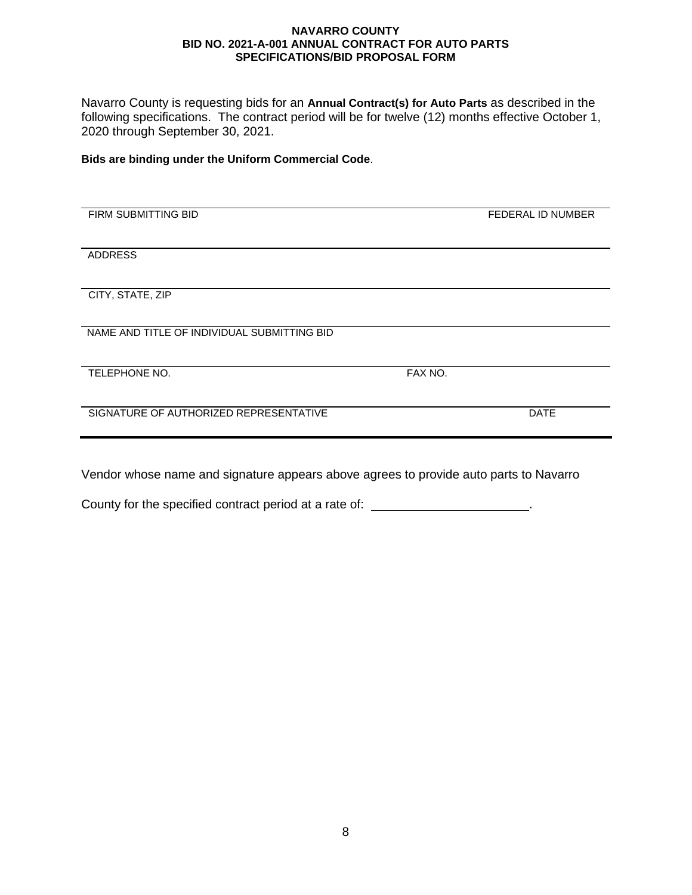**NAVARRO COUNTY**
**BID NO. 2021-A-001 ANNUAL CONTRACT FOR AUTO PARTS**
**SPECIFICATIONS/BID PROPOSAL FORM**

Navarro County is requesting bids for an **Annual Contract(s) for Auto Parts** as described in the following specifications. The contract period will be for twelve (12) months effective October 1, 2020 through September 30, 2021.

**Bids are binding under the Uniform Commercial Code**.

_______________________________________________________________

FIRM SUBMITTING BID                                        FEDERAL ID NUMBER

_______________________________________________________________

ADDRESS

_______________________________________________________________

CITY, STATE, ZIP

_______________________________________________________________

NAME AND TITLE OF INDIVIDUAL SUBMITTING BID

_______________________________________________________________

TELEPHONE NO.                                        FAX NO.

_______________________________________________________________

SIGNATURE OF AUTHORIZED REPRESENTATIVE                                        DATE

Vendor whose name and signature appears above agrees to provide auto parts to Navarro County for the specified contract period at a rate of: ______________________.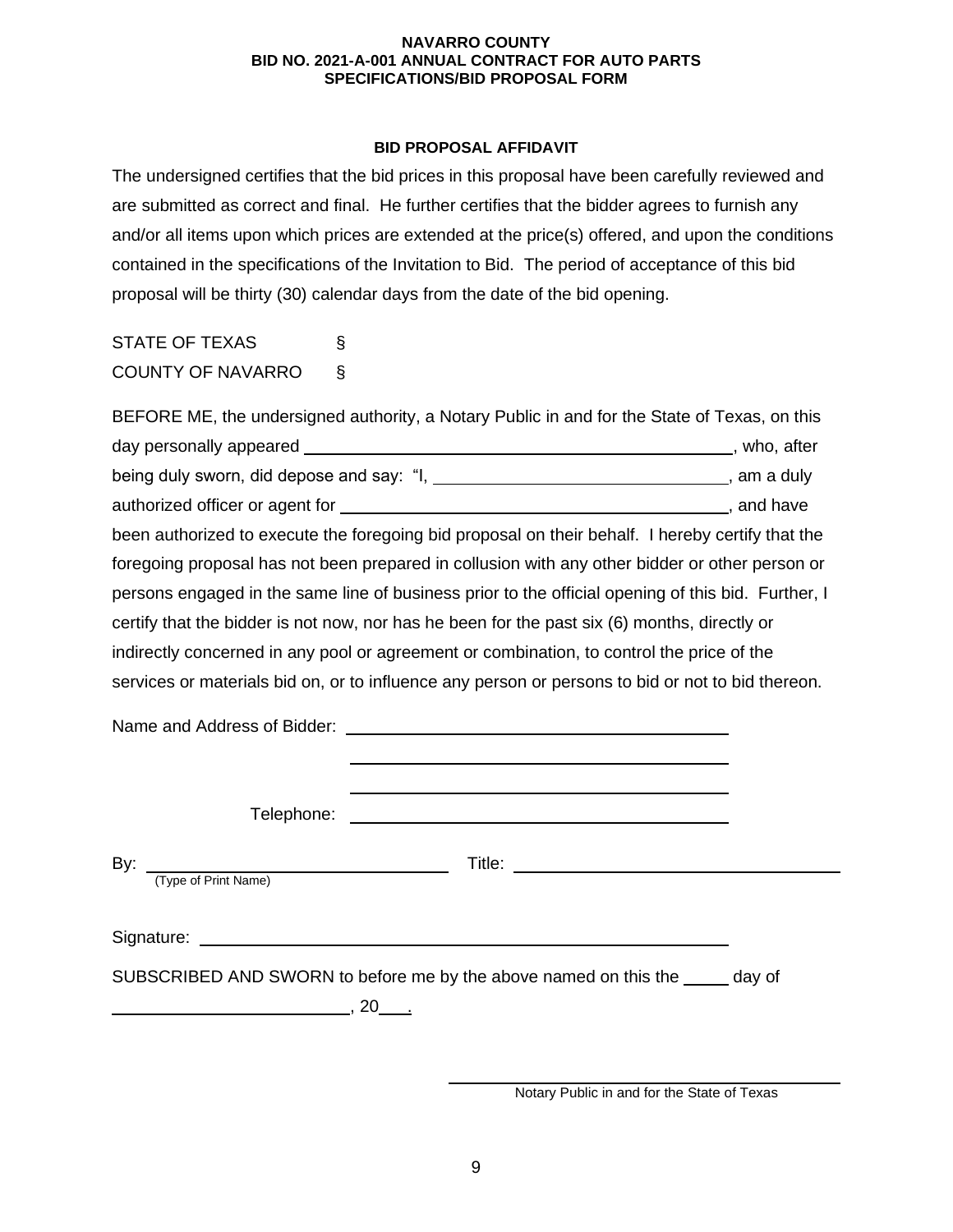**NAVARRO COUNTY**
**BID NO. 2021-A-001 ANNUAL CONTRACT FOR AUTO PARTS**
**SPECIFICATIONS/BID PROPOSAL FORM**

**BID PROPOSAL AFFIDAVIT**

The undersigned certifies that the bid prices in this proposal have been carefully reviewed and are submitted as correct and final. He further certifies that the bidder agrees to furnish any and/or all items upon which prices are extended at the price(s) offered, and upon the conditions contained in the specifications of the Invitation to Bid. The period of acceptance of this bid proposal will be thirty (30) calendar days from the date of the bid opening.

STATE OF TEXAS §
COUNTY OF NAVARRO §

BEFORE ME, the undersigned authority, a Notary Public in and for the State of Texas, on this day personally appeared \_\_\_\_\_\_\_\_\_\_\_\_\_\_\_\_\_\_\_\_\_\_\_\_\_\_\_\_\_\_\_\_\_\_\_\_\_\_\_\_, who, after being duly sworn, did depose and say: "I, \_\_\_\_\_\_\_\_\_\_\_\_\_\_\_\_\_\_\_\_\_\_\_\_\_\_\_\_\_\_, am a duly authorized officer or agent for \_\_\_\_\_\_\_\_\_\_\_\_\_\_\_\_\_\_\_\_\_\_\_\_\_\_\_\_\_\_\_\_\_\_\_\_, and have been authorized to execute the foregoing bid proposal on their behalf. I hereby certify that the foregoing proposal has not been prepared in collusion with any other bidder or other person or persons engaged in the same line of business prior to the official opening of this bid. Further, I certify that the bidder is not now, nor has he been for the past six (6) months, directly or indirectly concerned in any pool or agreement or combination, to control the price of the services or materials bid on, or to influence any person or persons to bid or not to bid thereon.

Name and Address of Bidder: \_\_\_\_\_\_\_\_\_\_\_\_\_\_\_\_\_\_\_\_\_\_\_\_\_\_\_\_\_\_\_\_\_\_\_\_\_\_\_\_

\_\_\_\_\_\_\_\_\_\_\_\_\_\_\_\_\_\_\_\_\_\_\_\_\_\_\_\_\_\_\_\_\_\_\_\_\_\_\_\_

\_\_\_\_\_\_\_\_\_\_\_\_\_\_\_\_\_\_\_\_\_\_\_\_\_\_\_\_\_\_\_\_\_\_\_\_\_\_\_\_

Telephone: \_\_\_\_\_\_\_\_\_\_\_\_\_\_\_\_\_\_\_\_\_\_\_\_\_\_\_\_\_\_\_\_\_\_\_\_\_\_\_\_

By: \_\_\_\_\_\_\_\_\_\_\_\_\_\_\_\_\_\_\_\_\_\_\_\_\_\_\_\_\_\_ Title: \_\_\_\_\_\_\_\_\_\_\_\_\_\_\_\_\_\_\_\_\_\_\_\_\_\_\_\_\_\_\_\_\_\_
(Type of Print Name)

Signature: \_\_\_\_\_\_\_\_\_\_\_\_\_\_\_\_\_\_\_\_\_\_\_\_\_\_\_\_\_\_\_\_\_\_\_\_\_\_\_\_\_\_\_\_\_\_\_\_\_\_\_\_\_\_

SUBSCRIBED AND SWORN to before me by the above named on this the \_\_\_\_\_ day of \_\_\_\_\_\_\_\_\_\_\_\_\_\_\_\_\_\_\_\_\_\_\_\_\_\_, 20\_\_\_.

\_\_\_\_\_\_\_\_\_\_\_\_\_\_\_\_\_\_\_\_\_\_\_\_\_\_\_\_\_\_\_\_\_\_\_\_\_\_\_\_
Notary Public in and for the State of Texas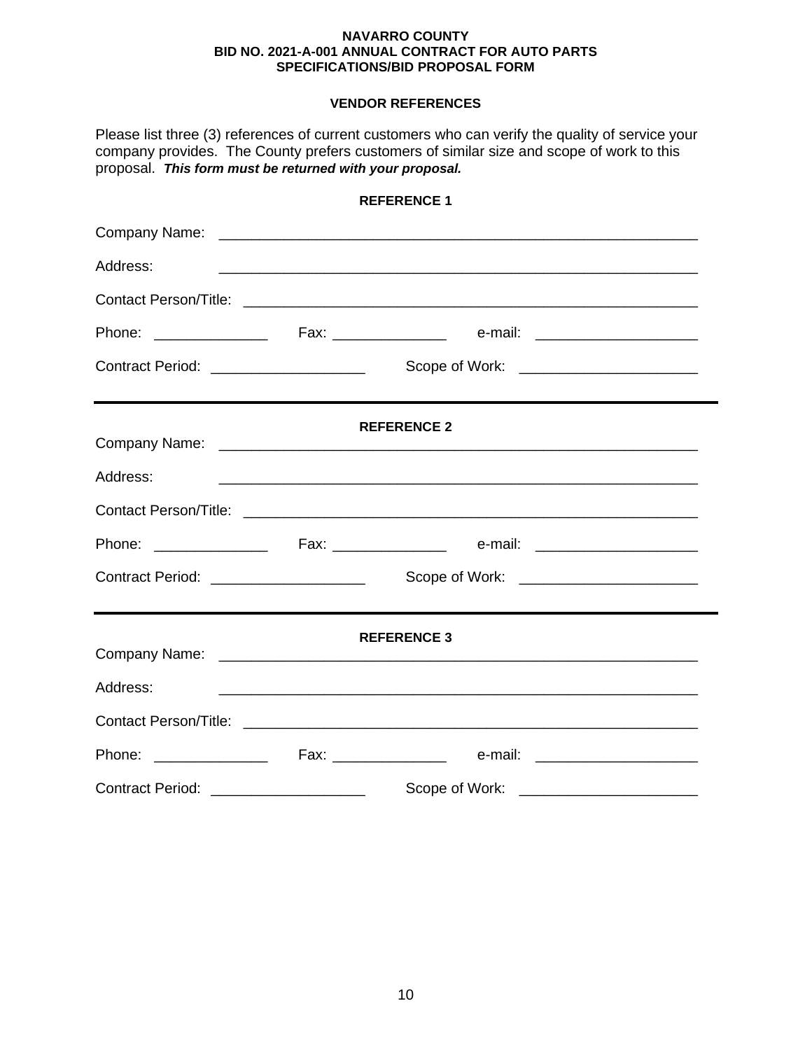**NAVARRO COUNTY**
**BID NO. 2021-A-001 ANNUAL CONTRACT FOR AUTO PARTS**
**SPECIFICATIONS/BID PROPOSAL FORM**

## VENDOR REFERENCES

Please list three (3) references of current customers who can verify the quality of service your company provides. The County prefers customers of similar size and scope of work to this proposal. ***This form must be returned with your proposal.***

### REFERENCE 1

Company Name: ____________________________________________________________

Address: ____________________________________________________________

Contact Person/Title: ____________________________________________________________

Phone: ______________ Fax: ______________ e-mail: ____________________

Contract Period: ___________________ Scope of Work: ______________________

---

### REFERENCE 2

Company Name: ____________________________________________________________

Address: ____________________________________________________________

Contact Person/Title: ____________________________________________________________

Phone: ______________ Fax: ______________ e-mail: ____________________

Contract Period: ___________________ Scope of Work: ______________________

---

### REFERENCE 3

Company Name: ____________________________________________________________

Address: ____________________________________________________________

Contact Person/Title: ____________________________________________________________

Phone: ______________ Fax: ______________ e-mail: ____________________

Contract Period: ___________________ Scope of Work: ______________________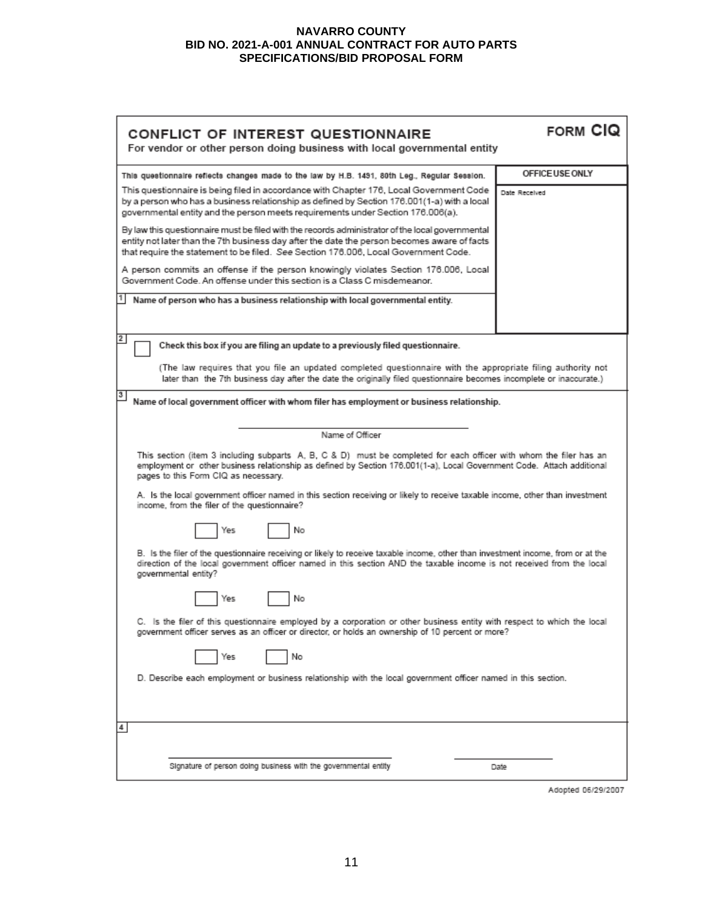**NAVARRO COUNTY**
**BID NO. 2021-A-001 ANNUAL CONTRACT FOR AUTO PARTS**
**SPECIFICATIONS/BID PROPOSAL FORM**

## CONFLICT OF INTEREST QUESTIONNAIRE — FORM CIQ

**For vendor or other person doing business with local governmental entity**

This questionnaire reflects changes made to the law by H.B. 1491, 80th Leg., Regular Session.

| OFFICE USE ONLY |
|---|
| Date Received |

This questionnaire is being filed in accordance with Chapter 176, Local Government Code by a person who has a business relationship as defined by Section 176.001(1-a) with a local governmental entity and the person meets requirements under Section 176.006(a).

By law this questionnaire must be filed with the records administrator of the local governmental entity not later than the 7th business day after the date the person becomes aware of facts that require the statement to be filed. *See* Section 176.006, Local Government Code.

A person commits an offense if the person knowingly violates Section 176.006, Local Government Code. An offense under this section is a Class C misdemeanor.

**1** Name of person who has a business relationship with local governmental entity.

**2** ☐ Check this box if you are filing an update to a previously filed questionnaire.

(The law requires that you file an updated completed questionnaire with the appropriate filing authority not later than the 7th business day after the date the originally filed questionnaire becomes incomplete or inaccurate.)

**3** Name of local government officer with whom filer has employment or business relationship.

______________________________
Name of Officer

This section (item 3 including subparts A, B, C & D) must be completed for each officer with whom the filer has an employment or other business relationship as defined by Section 176.001(1-a), Local Government Code. Attach additional pages to this Form CIQ as necessary.

A. Is the local government officer named in this section receiving or likely to receive taxable income, other than investment income, from the filer of the questionnaire?

☐ Yes ☐ No

B. Is the filer of the questionnaire receiving or likely to receive taxable income, other than investment income, from or at the direction of the local government officer named in this section AND the taxable income is not received from the local governmental entity?

☐ Yes ☐ No

C. Is the filer of this questionnaire employed by a corporation or other business entity with respect to which the local government officer serves as an officer or director, or holds an ownership of 10 percent or more?

☐ Yes ☐ No

D. Describe each employment or business relationship with the local government officer named in this section.

**4**

______________________________ ______________
Signature of person doing business with the governmental entity Date

Adopted 06/29/2007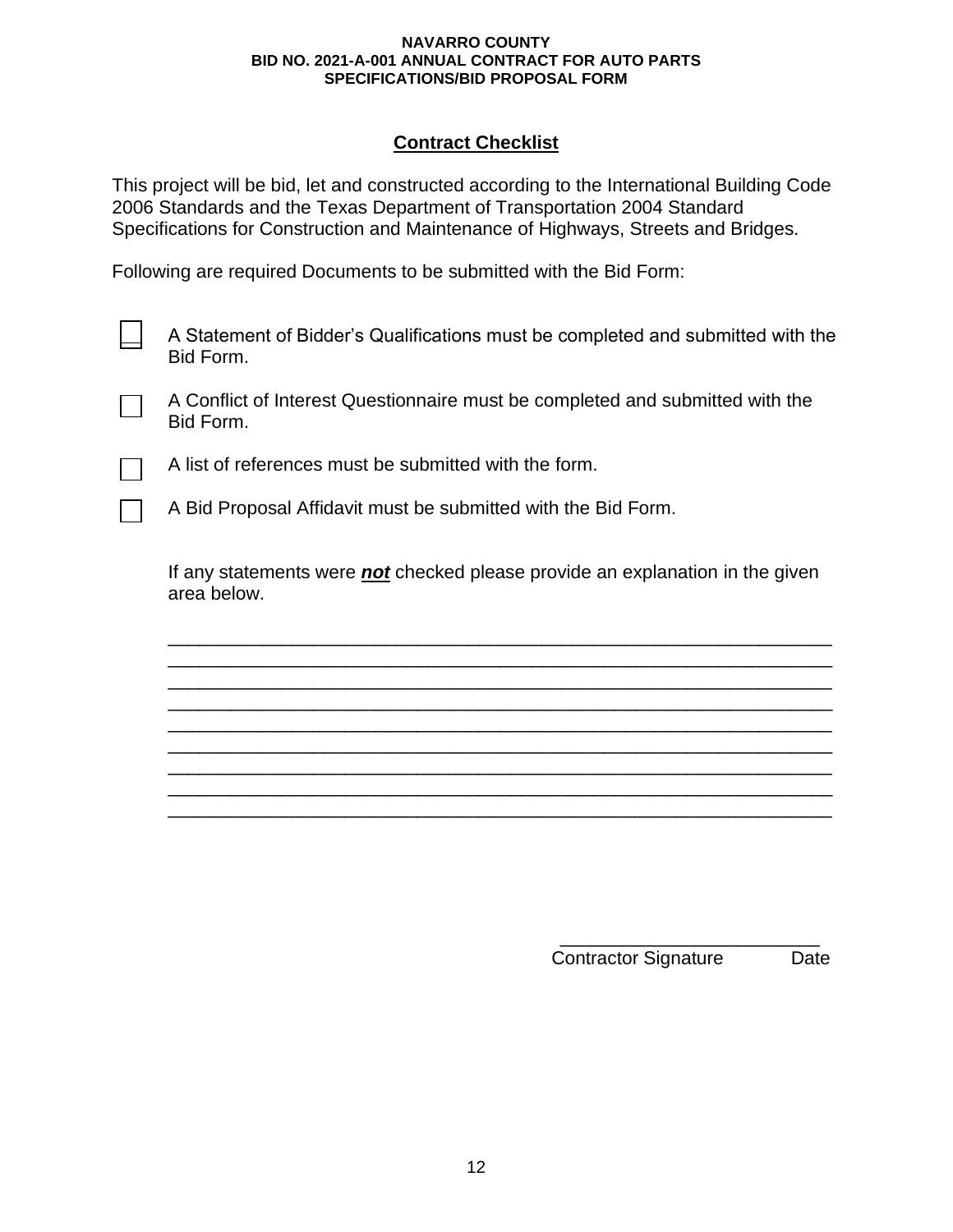NAVARRO COUNTY
BID NO. 2021-A-001 ANNUAL CONTRACT FOR AUTO PARTS
SPECIFICATIONS/BID PROPOSAL FORM

## Contract Checklist

This project will be bid, let and constructed according to the International Building Code 2006 Standards and the Texas Department of Transportation 2004 Standard Specifications for Construction and Maintenance of Highways, Streets and Bridges.

Following are required Documents to be submitted with the Bid Form:

- ☐ A Statement of Bidder's Qualifications must be completed and submitted with the Bid Form.
- ☐ A Conflict of Interest Questionnaire must be completed and submitted with the Bid Form.
- ☐ A list of references must be submitted with the form.
- ☐ A Bid Proposal Affidavit must be submitted with the Bid Form.

If any statements were ***not*** checked please provide an explanation in the given area below.

_________________________________________________________________
_________________________________________________________________
_________________________________________________________________
_________________________________________________________________
_________________________________________________________________
_________________________________________________________________
_________________________________________________________________
_________________________________________________________________
_________________________________________________________________

_________________________
Contractor Signature Date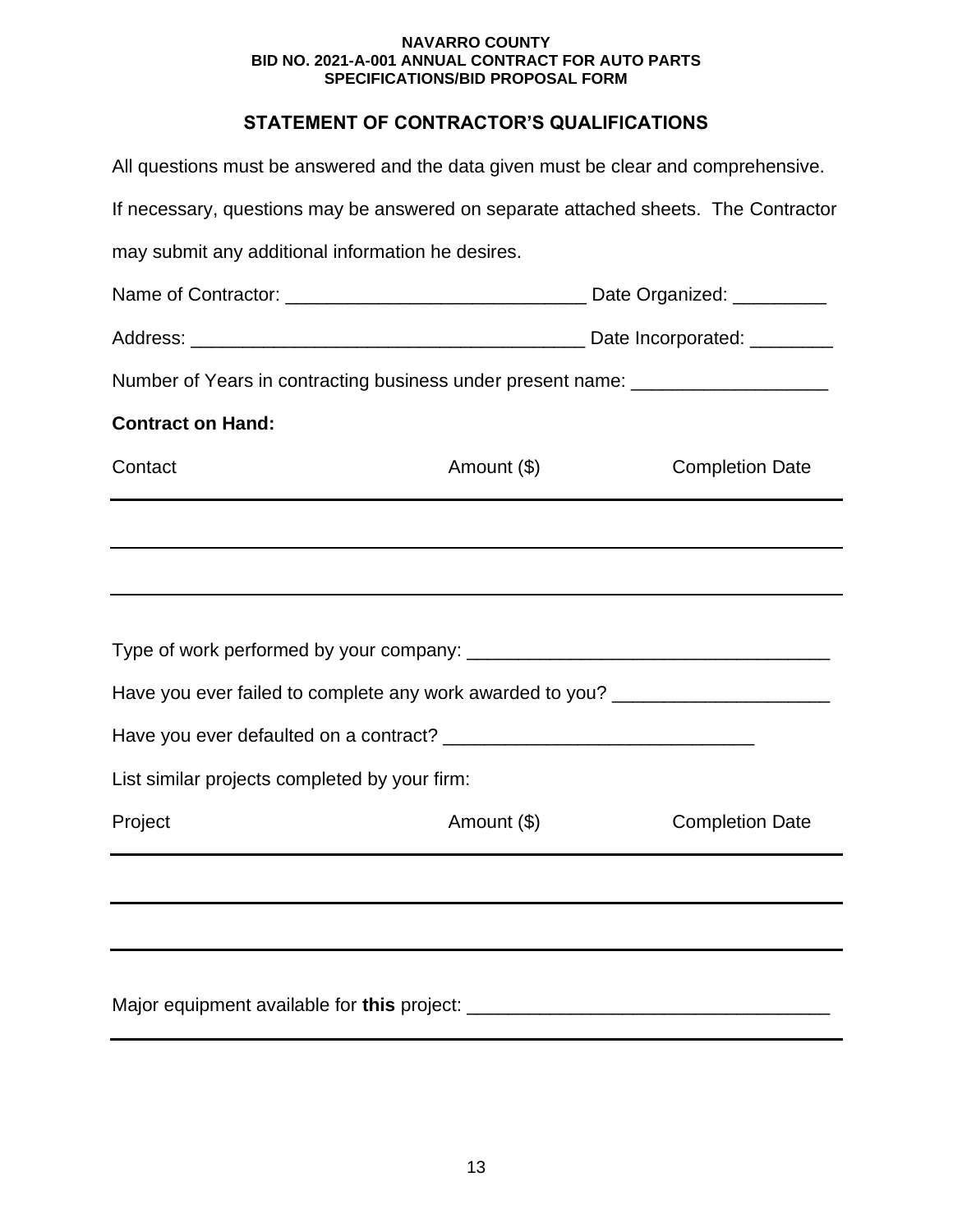**NAVARRO COUNTY**
**BID NO. 2021-A-001 ANNUAL CONTRACT FOR AUTO PARTS**
**SPECIFICATIONS/BID PROPOSAL FORM**

## STATEMENT OF CONTRACTOR'S QUALIFICATIONS

All questions must be answered and the data given must be clear and comprehensive. If necessary, questions may be answered on separate attached sheets. The Contractor may submit any additional information he desires.

Name of Contractor: ______________________________ Date Organized: _________

Address: ________________________________________ Date Incorporated: ________

Number of Years in contracting business under present name: ___________________

**Contract on Hand:**

| Contact | Amount ($) | Completion Date |
|---|---|---|
| | | |
| | | |
| | | |

Type of work performed by your company: ____________________________________

Have you ever failed to complete any work awarded to you? _____________________

Have you ever defaulted on a contract? ______________________________

List similar projects completed by your firm:

| Project | Amount ($) | Completion Date |
|---|---|---|
| | | |
| | | |
| | | |

Major equipment available for **this** project: ____________________________________

___________________________________________________________________________